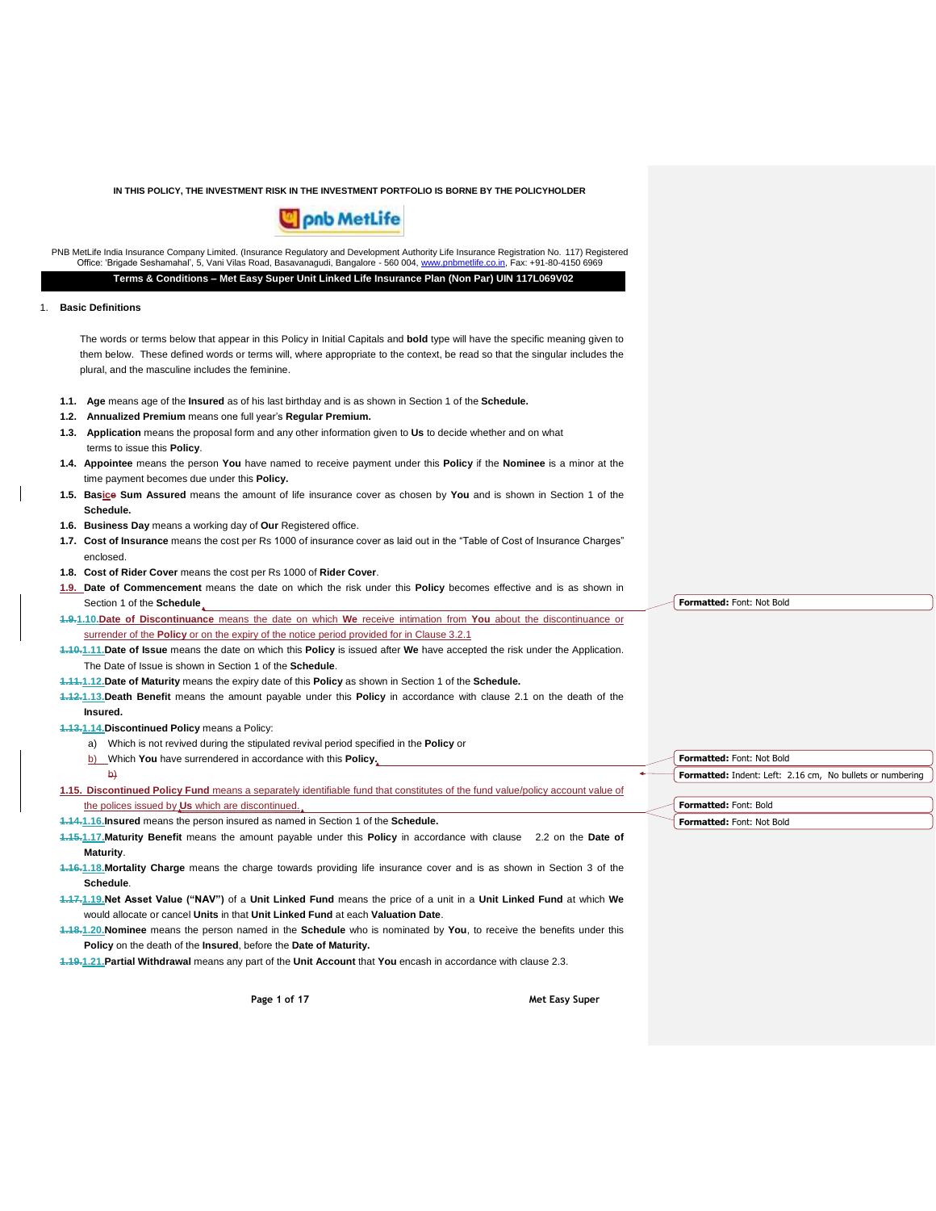IN THIS POLICY, THE INVESTMENT RISK IN THE INVESTMENT PORTFOLIO IS BORNE BY THE POLICYHOLDER

pnb MetLife

PNB MetLife India Insurance Company Limited. (Insurance Regulatory and Development Authority Life Insurance Registration No. 117) Registered Office: 'Brigade Seshamahal', 5, Vani Vilas Road, Basavanagudi, Bangalore - 560 004, www.pnbmetlife.co.in, Fax: +91-80-4150 6969

**Terms & Conditions – Met Easy Super Unit Linked Life Insurance Plan (Non Par) UIN 117L069V02**

1. **Basic Definitions**

The words or terms below that appear in this Policy in Initial Capitals and **bold** type will have the specific meaning given to them below. These defined words or terms will, where appropriate to the context, be read so that the singular includes the plural, and the masculine includes the feminine.

- **1.1. Age** means age of the **Insured** as of his last birthday and is as shown in Section 1 of the **Schedule.**
- **1.2. Annualized Premium** means one full year's **Regular Premium.**
- **1.3. Application** means the proposal form and any other information given to **Us** to decide whether and on what terms to issue this **Policy**.
- **1.4. Appointee** means the person **You** have named to receive payment under this **Policy** if the **Nominee** is a minor at the time payment becomes due under this **Policy.**
- **1.5. Basic Sum Assured** means the amount of life insurance cover as chosen by **You** and is shown in Section 1 of the **Schedule.**
- **1.6. Business Day** means a working day of **Our** Registered office.
- **1.7. Cost of Insurance** means the cost per Rs 1000 of insurance cover as laid out in the "Table of Cost of Insurance Charges" enclosed.
- **1.8. Cost of Rider Cover** means the cost per Rs 1000 of **Rider Cover**.
- **1.9. Date of Commencement** means the date on which the risk under this **Policy** becomes effective and is as shown in Section 1 of the **Schedule**.
- **1.10. Date of Discontinuance** means the date on which **We** receive intimation from **You** about the discontinuance or surrender of the **Policy** or on the expiry of the notice period provided for in Clause 3.2.1
- **1.11. Date of Issue** means the date on which this **Policy** is issued after **We** have accepted the risk under the Application. The Date of Issue is shown in Section 1 of the **Schedule**.
- **1.12. Date of Maturity** means the expiry date of this **Policy** as shown in Section 1 of the **Schedule.**
- **1.13. Death Benefit** means the amount payable under this **Policy** in accordance with clause 2.1 on the death of the **Insured.**
- **1.14. Discontinued Policy** means a Policy:
  - a) Which is not revived during the stipulated revival period specified in the **Policy** or
  - b) Which **You** have surrendered in accordance with this **Policy.**
- **1.15. Discontinued Policy Fund** means a separately identifiable fund that constitutes of the fund value/policy account value of the polices issued by **Us** which are discontinued.
- **1.16. Insured** means the person insured as named in Section 1 of the **Schedule.**
- **1.17. Maturity Benefit** means the amount payable under this **Policy** in accordance with clause 2.2 on the **Date of Maturity**.
- **1.18. Mortality Charge** means the charge towards providing life insurance cover and is as shown in Section 3 of the **Schedule**.
- **1.19. Net Asset Value ("NAV")** of a **Unit Linked Fund** means the price of a unit in a **Unit Linked Fund** at which **We** would allocate or cancel **Units** in that **Unit Linked Fund** at each **Valuation Date**.
- **1.20. Nominee** means the person named in the **Schedule** who is nominated by **You**, to receive the benefits under this **Policy** on the death of the **Insured**, before the **Date of Maturity.**
- **1.21. Partial Withdrawal** means any part of the **Unit Account** that **You** encash in accordance with clause 2.3.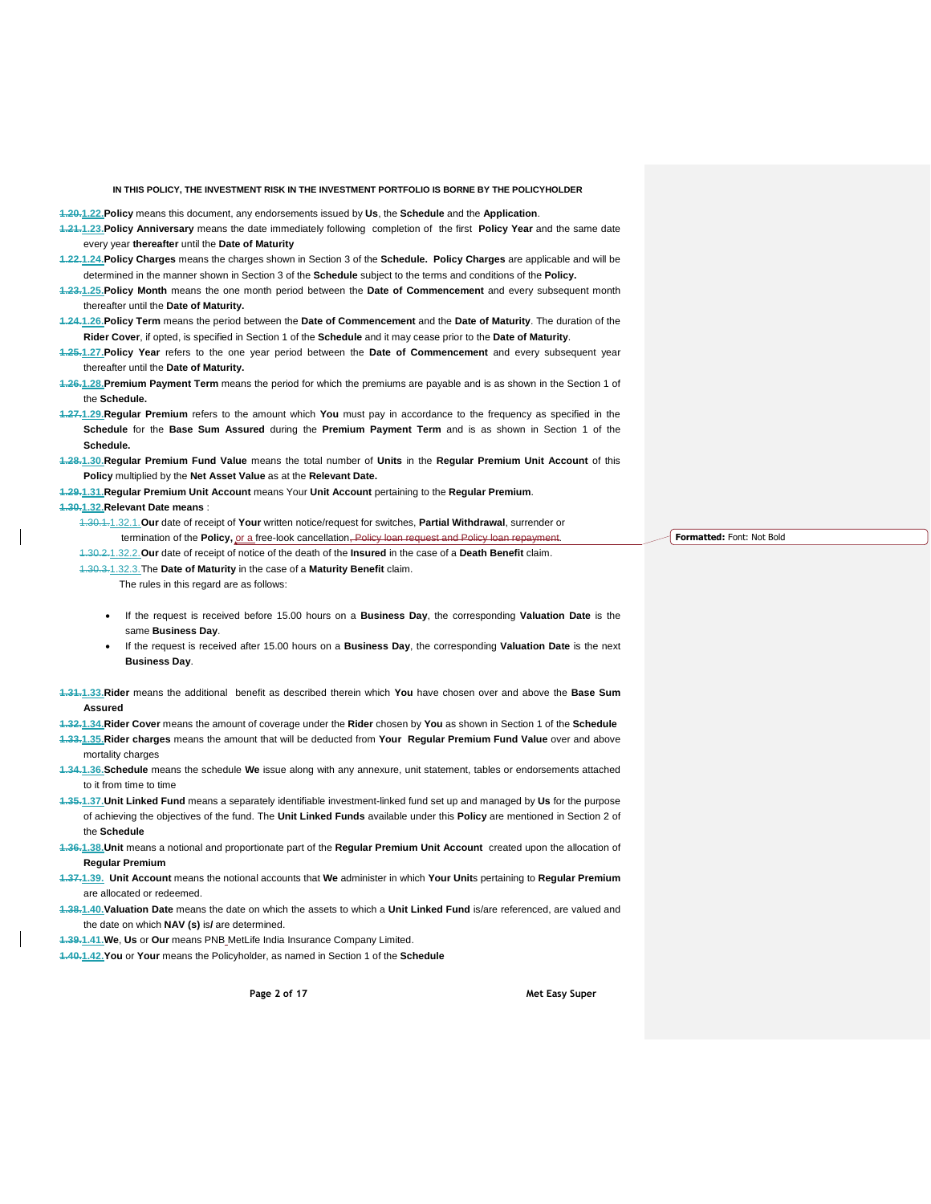IN THIS POLICY, THE INVESTMENT RISK IN THE INVESTMENT PORTFOLIO IS BORNE BY THE POLICYHOLDER

1.22. **Policy** means this document, any endorsements issued by **Us**, the **Schedule** and the **Application**.

1.23. **Policy Anniversary** means the date immediately following completion of the first **Policy Year** and the same date every year **thereafter** until the **Date of Maturity**

1.24. **Policy Charges** means the charges shown in Section 3 of the **Schedule. Policy Charges** are applicable and will be determined in the manner shown in Section 3 of the **Schedule** subject to the terms and conditions of the **Policy.**

1.25. **Policy Month** means the one month period between the **Date of Commencement** and every subsequent month thereafter until the **Date of Maturity.**

1.26. **Policy Term** means the period between the **Date of Commencement** and the **Date of Maturity**. The duration of the **Rider Cover**, if opted, is specified in Section 1 of the **Schedule** and it may cease prior to the **Date of Maturity**.

1.27. **Policy Year** refers to the one year period between the **Date of Commencement** and every subsequent year thereafter until the **Date of Maturity.**

1.28. **Premium Payment Term** means the period for which the premiums are payable and is as shown in the Section 1 of the **Schedule.**

1.29. **Regular Premium** refers to the amount which **You** must pay in accordance to the frequency as specified in the **Schedule** for the **Base Sum Assured** during the **Premium Payment Term** and is as shown in Section 1 of the **Schedule.**

1.30. **Regular Premium Fund Value** means the total number of **Units** in the **Regular Premium Unit Account** of this **Policy** multiplied by the **Net Asset Value** as at the **Relevant Date.**

1.31. **Regular Premium Unit Account** means Your **Unit Account** pertaining to the **Regular Premium**.

1.32. **Relevant Date means** :

1.32.1. **Our** date of receipt of **Your** written notice/request for switches, **Partial Withdrawal**, surrender or termination of the **Policy,** or a free-look cancellation.

1.32.2. **Our** date of receipt of notice of the death of the **Insured** in the case of a **Death Benefit** claim.

1.32.3. The **Date of Maturity** in the case of a **Maturity Benefit** claim.

The rules in this regard are as follows:

- If the request is received before 15.00 hours on a **Business Day**, the corresponding **Valuation Date** is the same **Business Day**.
- If the request is received after 15.00 hours on a **Business Day**, the corresponding **Valuation Date** is the next **Business Day**.

1.33. **Rider** means the additional benefit as described therein which **You** have chosen over and above the **Base Sum Assured**

1.34. **Rider Cover** means the amount of coverage under the **Rider** chosen by **You** as shown in Section 1 of the **Schedule**

1.35. **Rider charges** means the amount that will be deducted from **Your Regular Premium Fund Value** over and above mortality charges

1.36. **Schedule** means the schedule **We** issue along with any annexure, unit statement, tables or endorsements attached to it from time to time

1.37. **Unit Linked Fund** means a separately identifiable investment-linked fund set up and managed by **Us** for the purpose of achieving the objectives of the fund. The **Unit Linked Funds** available under this **Policy** are mentioned in Section 2 of the **Schedule**

1.38. **Unit** means a notional and proportionate part of the **Regular Premium Unit Account** created upon the allocation of **Regular Premium**

1.39. **Unit Account** means the notional accounts that **We** administer in which **Your Unit**s pertaining to **Regular Premium** are allocated or redeemed.

1.40. **Valuation Date** means the date on which the assets to which a **Unit Linked Fund** is/are referenced, are valued and the date on which **NAV (s)** is/ are determined.

1.41. **We**, **Us** or **Our** means PNB MetLife India Insurance Company Limited.

1.42. **You** or **Your** means the Policyholder, as named in Section 1 of the **Schedule**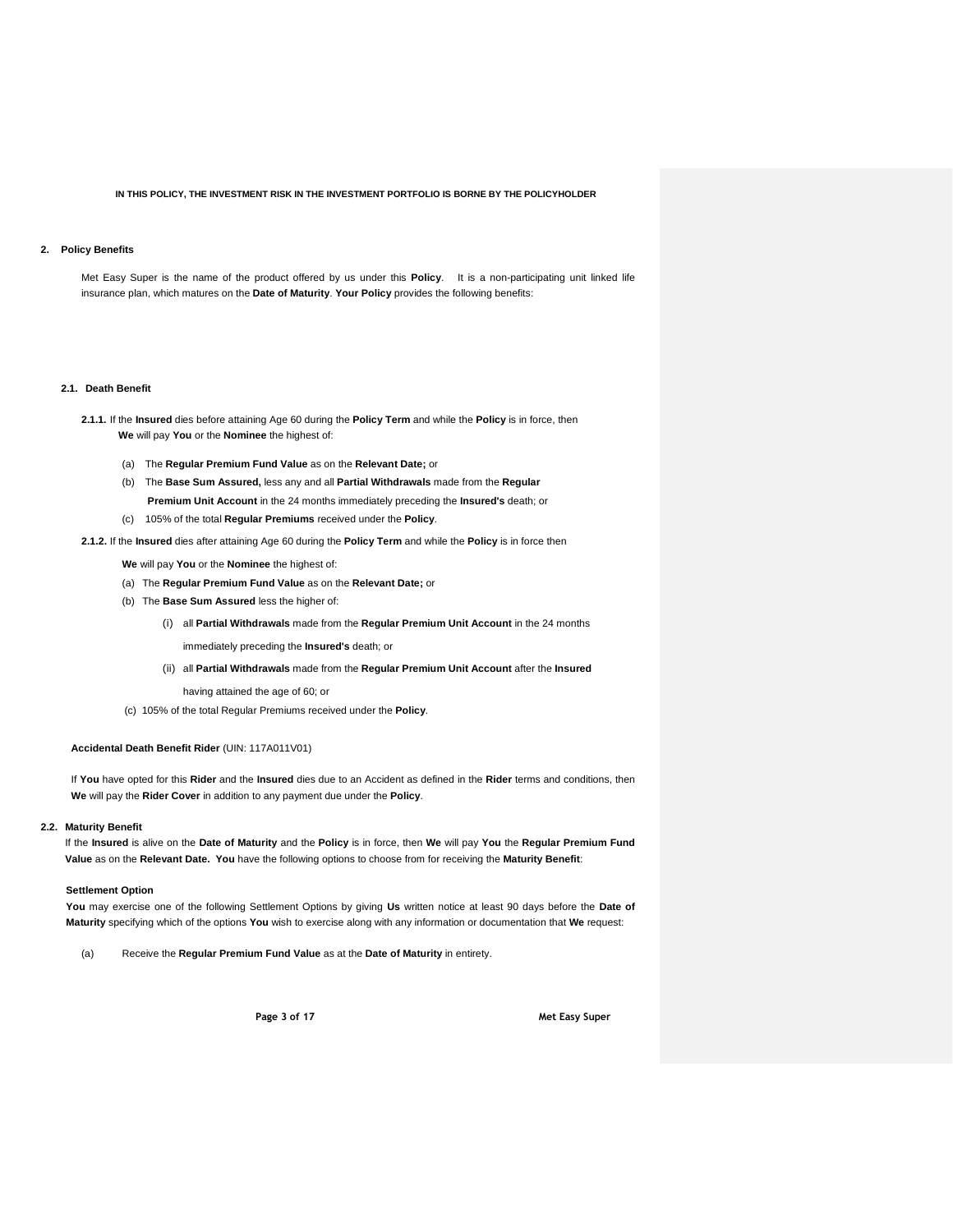**IN THIS POLICY, THE INVESTMENT RISK IN THE INVESTMENT PORTFOLIO IS BORNE BY THE POLICYHOLDER**

## 2. Policy Benefits

Met Easy Super is the name of the product offered by us under this **Policy**. It is a non-participating unit linked life insurance plan, which matures on the **Date of Maturity**. **Your Policy** provides the following benefits:

### 2.1. Death Benefit

**2.1.1.** If the **Insured** dies before attaining Age 60 during the **Policy Term** and while the **Policy** is in force, then **We** will pay **You** or the **Nominee** the highest of:

(a) The **Regular Premium Fund Value** as on the **Relevant Date;** or

(b) The **Base Sum Assured,** less any and all **Partial Withdrawals** made from the **Regular Premium Unit Account** in the 24 months immediately preceding the **Insured's** death; or

(c) 105% of the total **Regular Premiums** received under the **Policy**.

**2.1.2.** If the **Insured** dies after attaining Age 60 during the **Policy Term** and while the **Policy** is in force then

**We** will pay **You** or the **Nominee** the highest of:

(a) The **Regular Premium Fund Value** as on the **Relevant Date;** or

(b) The **Base Sum Assured** less the higher of:

(i) all **Partial Withdrawals** made from the **Regular Premium Unit Account** in the 24 months immediately preceding the **Insured's** death; or

(ii) all **Partial Withdrawals** made from the **Regular Premium Unit Account** after the **Insured** having attained the age of 60; or

(c) 105% of the total Regular Premiums received under the **Policy**.

**Accidental Death Benefit Rider** (UIN: 117A011V01)

If **You** have opted for this **Rider** and the **Insured** dies due to an Accident as defined in the **Rider** terms and conditions, then **We** will pay the **Rider Cover** in addition to any payment due under the **Policy**.

### 2.2. Maturity Benefit

If the **Insured** is alive on the **Date of Maturity** and the **Policy** is in force, then **We** will pay **You** the **Regular Premium Fund Value** as on the **Relevant Date. You** have the following options to choose from for receiving the **Maturity Benefit**:

**Settlement Option**

**You** may exercise one of the following Settlement Options by giving **Us** written notice at least 90 days before the **Date of Maturity** specifying which of the options **You** wish to exercise along with any information or documentation that **We** request:

(a) Receive the **Regular Premium Fund Value** as at the **Date of Maturity** in entirety.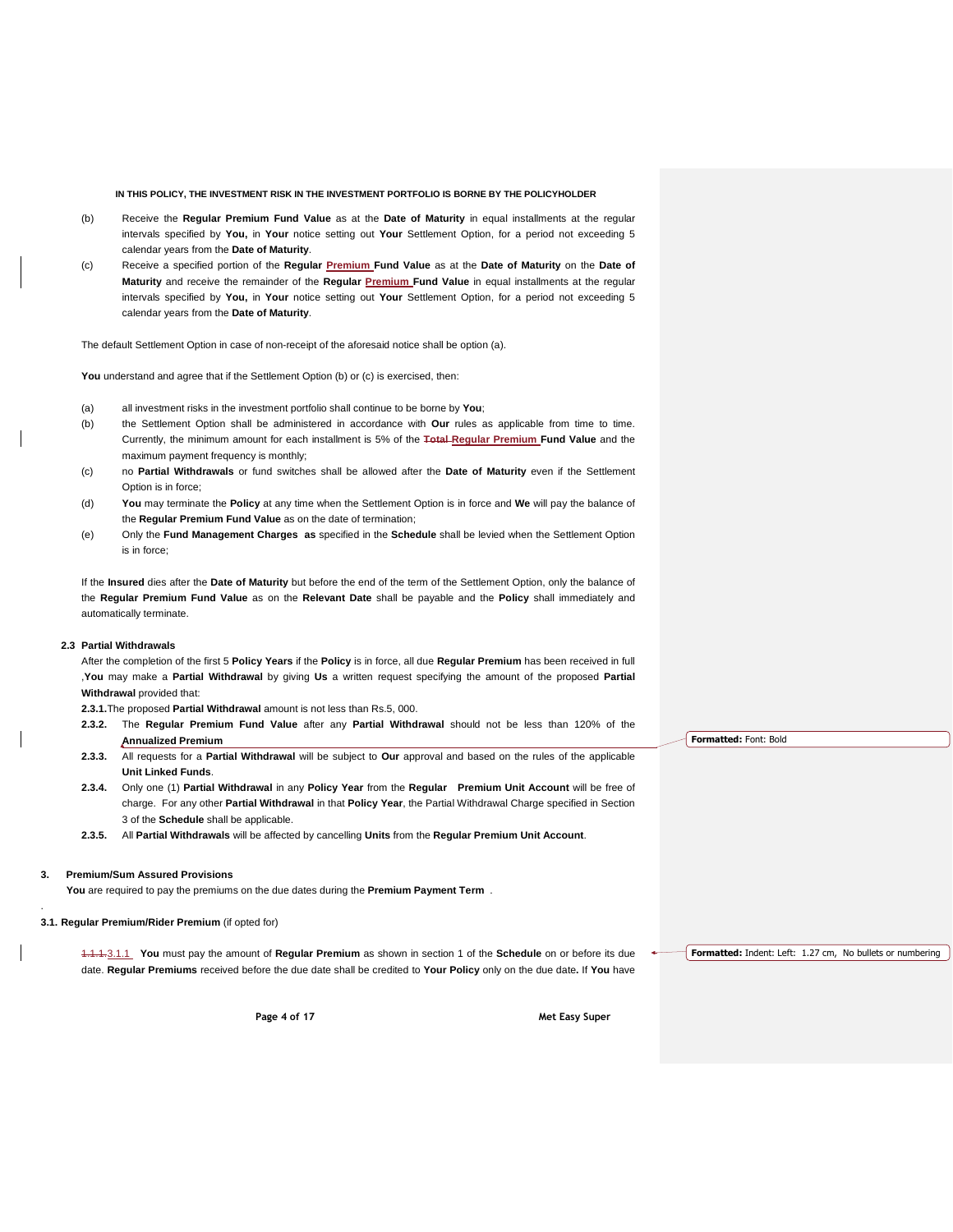**IN THIS POLICY, THE INVESTMENT RISK IN THE INVESTMENT PORTFOLIO IS BORNE BY THE POLICYHOLDER**

(b) Receive the **Regular Premium Fund Value** as at the **Date of Maturity** in equal installments at the regular intervals specified by **You,** in **Your** notice setting out **Your** Settlement Option, for a period not exceeding 5 calendar years from the **Date of Maturity**.

(c) Receive a specified portion of the **Regular Premium Fund Value** as at the **Date of Maturity** on the **Date of Maturity** and receive the remainder of the **Regular Premium Fund Value** in equal installments at the regular intervals specified by **You,** in **Your** notice setting out **Your** Settlement Option, for a period not exceeding 5 calendar years from the **Date of Maturity**.

The default Settlement Option in case of non-receipt of the aforesaid notice shall be option (a).

**You** understand and agree that if the Settlement Option (b) or (c) is exercised, then:

(a) all investment risks in the investment portfolio shall continue to be borne by **You**;

(b) the Settlement Option shall be administered in accordance with **Our** rules as applicable from time to time. Currently, the minimum amount for each installment is 5% of the ~~Total~~ **Regular Premium Fund Value** and the maximum payment frequency is monthly;

(c) no **Partial Withdrawals** or fund switches shall be allowed after the **Date of Maturity** even if the Settlement Option is in force;

(d) **You** may terminate the **Policy** at any time when the Settlement Option is in force and **We** will pay the balance of the **Regular Premium Fund Value** as on the date of termination;

(e) Only the **Fund Management Charges as** specified in the **Schedule** shall be levied when the Settlement Option is in force;

If the **Insured** dies after the **Date of Maturity** but before the end of the term of the Settlement Option, only the balance of the **Regular Premium Fund Value** as on the **Relevant Date** shall be payable and the **Policy** shall immediately and automatically terminate.

### 2.3 Partial Withdrawals

After the completion of the first 5 **Policy Years** if the **Policy** is in force, all due **Regular Premium** has been received in full ,**You** may make a **Partial Withdrawal** by giving **Us** a written request specifying the amount of the proposed **Partial Withdrawal** provided that:

**2.3.1.** The proposed **Partial Withdrawal** amount is not less than Rs.5, 000.

**2.3.2.** The **Regular Premium Fund Value** after any **Partial Withdrawal** should not be less than 120% of the **Annualized Premium**

**2.3.3.** All requests for a **Partial Withdrawal** will be subject to **Our** approval and based on the rules of the applicable **Unit Linked Funds**.

**2.3.4.** Only one (1) **Partial Withdrawal** in any **Policy Year** from the **Regular Premium Unit Account** will be free of charge. For any other **Partial Withdrawal** in that **Policy Year**, the Partial Withdrawal Charge specified in Section 3 of the **Schedule** shall be applicable.

**2.3.5.** All **Partial Withdrawals** will be affected by cancelling **Units** from the **Regular Premium Unit Account**.

## 3. Premium/Sum Assured Provisions

**You** are required to pay the premiums on the due dates during the **Premium Payment Term** .

### 3.1. Regular Premium/Rider Premium (if opted for)

~~1.1.1.~~3.1.1 **You** must pay the amount of **Regular Premium** as shown in section 1 of the **Schedule** on or before its due date. **Regular Premiums** received before the due date shall be credited to **Your Policy** only on the due date**.** If **You** have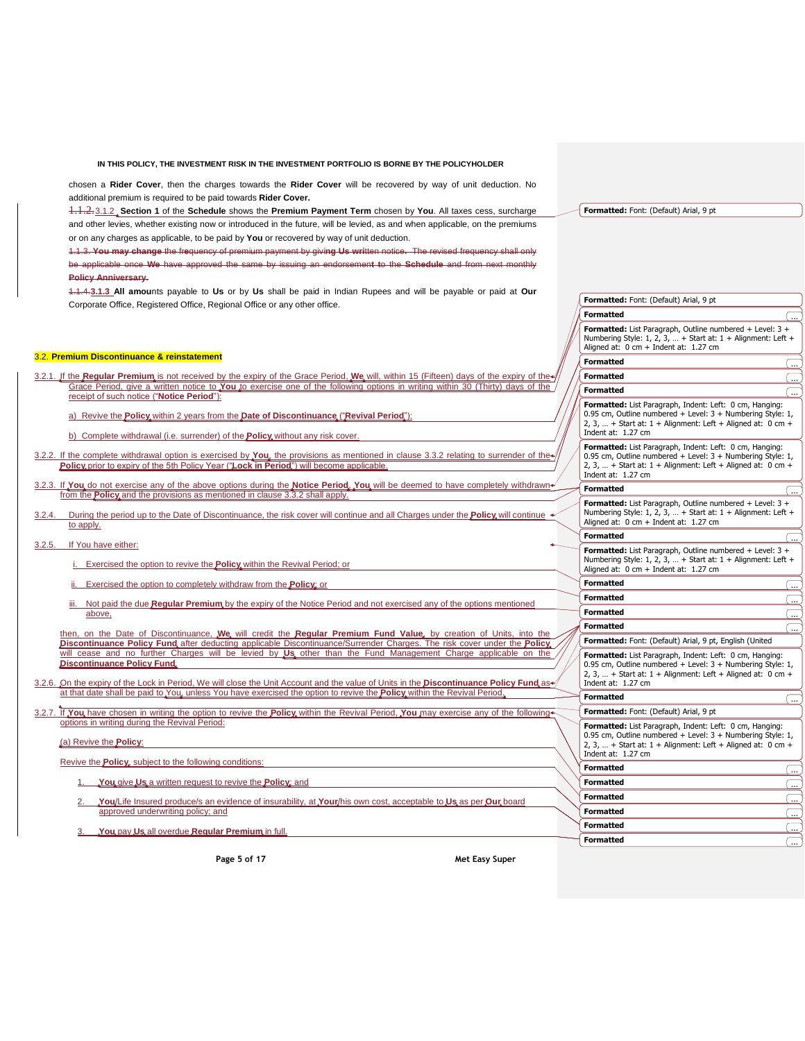chosen a **Rider Cover**, then the charges towards the **Rider Cover** will be recovered by way of unit deduction. No additional premium is required to be paid towards **Rider Cover.**

~~1.1.2.~~ 3.1.2 **Section 1** of the **Schedule** shows the **Premium Payment Term** chosen by **You**. All taxes cess, surcharge and other levies, whether existing now or introduced in the future, will be levied, as and when applicable, on the premiums or on any charges as applicable, to be paid by **You** or recovered by way of unit deduction.

~~1.1.3. **You may change** the frequency of premium payment by giving **Us** written notice. The revised frequency shall only be applicable once **We** have approved the same by issuing an endorsement to the **Schedule** and from next monthly **Policy Anniversary.**~~

~~1.1.4.~~ **3.1.3 All amounts** payable to **Us** or by **Us** shall be paid in Indian Rupees and will be payable or paid at **Our** Corporate Office, Registered Office, Regional Office or any other office.

## 3.2. Premium Discontinuance & reinstatement

3.2.1. If the **Regular Premium** is not received by the expiry of the Grace Period, **We** will, within 15 (Fifteen) days of the expiry of the Grace Period, give a written notice to **You** to exercise one of the following options in writing within 30 (Thirty) days of the receipt of such notice ("**Notice Period**"):

a) Revive the **Policy** within 2 years from the **Date of Discontinuance** ("**Revival Period**");

b) Complete withdrawal (i.e. surrender) of the **Policy** without any risk cover.

3.2.2. If the complete withdrawal option is exercised by **You**, the provisions as mentioned in clause 3.3.2 relating to surrender of the **Policy** prior to expiry of the 5th Policy Year ("**Lock in Period**") will become applicable.

3.2.3. If **You** do not exercise any of the above options during the **Notice Period**, **You** will be deemed to have completely withdrawn from the **Policy** and the provisions as mentioned in clause 3.3.2 shall apply.

3.2.4. During the period up to the Date of Discontinuance, the risk cover will continue and all Charges under the **Policy** will continue to apply.

3.2.5. If You have either:

i. Exercised the option to revive the **Policy** within the Revival Period; or

ii. Exercised the option to completely withdraw from the **Policy**; or

iii. Not paid the due **Regular Premium** by the expiry of the Notice Period and not exercised any of the options mentioned above,

then, on the Date of Discontinuance, **We** will credit the **Regular Premium Fund Value**, by creation of Units, into the **Discontinuance Policy Fund** after deducting applicable Discontinuance/Surrender Charges. The risk cover under the **Policy** will cease and no further Charges will be levied by **Us** other than the Fund Management Charge applicable on the **Discontinuance Policy Fund**.

3.2.6. On the expiry of the Lock in Period, We will close the Unit Account and the value of Units in the **Discontinuance Policy Fund** as at that date shall be paid to You, unless You have exercised the option to revive the **Policy** within the Revival Period.

3.2.7. If **You** have chosen in writing the option to revive the **Policy** within the Revival Period, **You** may exercise any of the following options in writing during the Revival Period:

(a) Revive the **Policy**:

Revive the **Policy**, subject to the following conditions:

1. **You** give **Us** a written request to revive the **Policy**; and

2. **You**/Life Insured produce/s an evidence of insurability, at **Your**/his own cost, acceptable to **Us** as per **Our** board approved underwriting policy; and

3. **You** pay **Us** all overdue **Regular Premium** in full.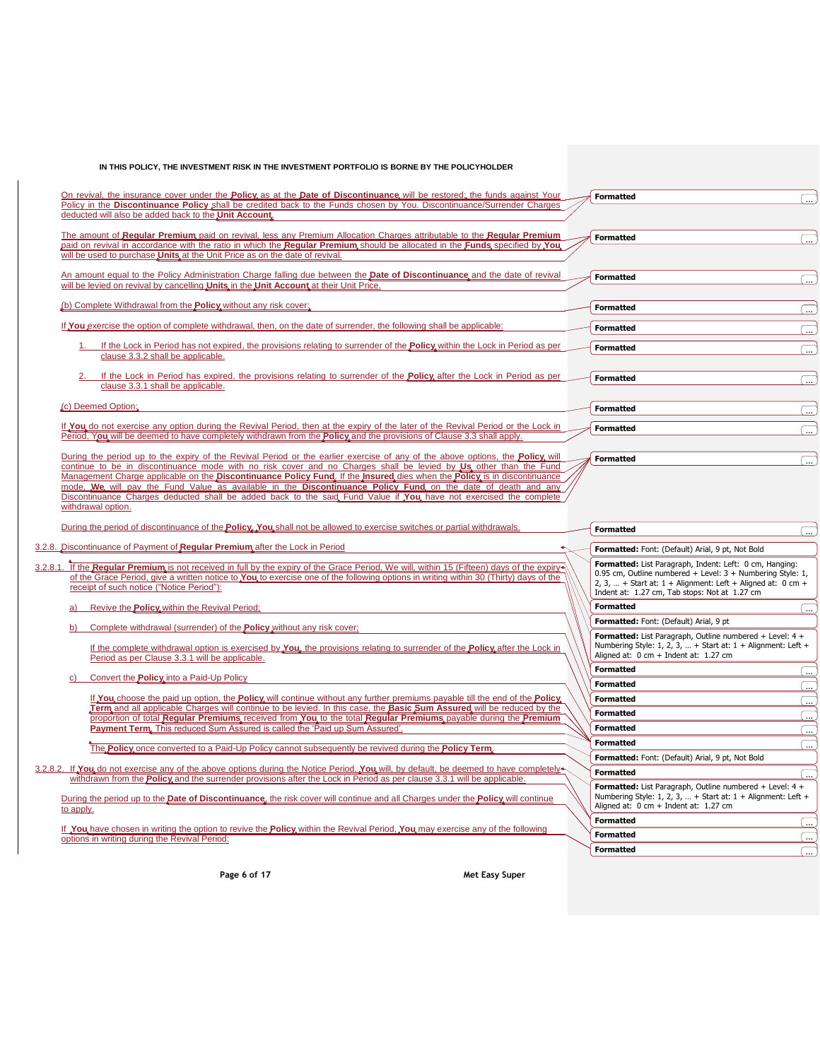**IN THIS POLICY, THE INVESTMENT RISK IN THE INVESTMENT PORTFOLIO IS BORNE BY THE POLICYHOLDER**

On revival, the insurance cover under the **Policy** as at the **Date of Discontinuance** will be restored; the funds against Your Policy in the **Discontinuance Policy** shall be credited back to the Funds chosen by You. Discontinuance/Surrender Charges deducted will also be added back to the **Unit Account**.

The amount of **Regular Premium** paid on revival, less any Premium Allocation Charges attributable to the **Regular Premium** paid on revival in accordance with the ratio in which the **Regular Premium** should be allocated in the **Funds** specified by **You** will be used to purchase **Units** at the Unit Price as on the date of revival.

An amount equal to the Policy Administration Charge falling due between the **Date of Discontinuance** and the date of revival will be levied on revival by cancelling **Units** in the **Unit Account** at their Unit Price.

(b) Complete Withdrawal from the **Policy** without any risk cover;

If **You** exercise the option of complete withdrawal, then, on the date of surrender, the following shall be applicable:

1. If the Lock in Period has not expired, the provisions relating to surrender of the **Policy** within the Lock in Period as per clause 3.3.2 shall be applicable.
2. If the Lock in Period has expired, the provisions relating to surrender of the **Policy** after the Lock in Period as per clause 3.3.1 shall be applicable.

(c) Deemed Option;

If **You** do not exercise any option during the Revival Period, then at the expiry of the later of the Revival Period or the Lock in Period, Y**ou** will be deemed to have completely withdrawn from the **Policy** and the provisions of Clause 3.3 shall apply.

During the period up to the expiry of the Revival Period or the earlier exercise of any of the above options, the **Policy** will continue to be in discontinuance mode with no risk cover and no Charges shall be levied by **Us** other than the Fund Management Charge applicable on the **Discontinuance Policy Fund**. If the **Insured** dies when the **Policy** is in discontinuance mode, **We** will pay the Fund Value as available in the **Discontinuance Policy Fund** on the date of death and any Discontinuance Charges deducted shall be added back to the said Fund Value if **You** have not exercised the complete withdrawal option.

During the period of discontinuance of the **Policy**, **You** shall not be allowed to exercise switches or partial withdrawals.

3.2.8. Discontinuance of Payment of **Regular Premium** after the Lock in Period

3.2.8.1. If the **Regular Premium** is not received in full by the expiry of the Grace Period, We will, within 15 (Fifteen) days of the expiry of the Grace Period, give a written notice to **You** to exercise one of the following options in writing within 30 (Thirty) days of the receipt of such notice ("Notice Period"):

a) Revive the **Policy** within the Revival Period;

b) Complete withdrawal (surrender) of the **Policy** without any risk cover;

If the complete withdrawal option is exercised by **You**, the provisions relating to surrender of the **Policy** after the Lock in Period as per Clause 3.3.1 will be applicable.

c) Convert the **Policy** into a Paid-Up Policy

If **You** choose the paid up option, the **Policy** will continue without any further premiums payable till the end of the **Policy Term** and all applicable Charges will continue to be levied. In this case, the **Basic Sum Assured** will be reduced by the proportion of total **Regular Premiums** received from **You** to the total **Regular Premiums** payable during the **Premium Payment Term**. This reduced Sum Assured is called the 'Paid up Sum Assured'.

The **Policy** once converted to a Paid-Up Policy cannot subsequently be revived during the **Policy Term**.

3.2.8.2. If **You** do not exercise any of the above options during the Notice Period, **You** will, by default, be deemed to have completely withdrawn from the **Policy** and the surrender provisions after the Lock in Period as per clause 3.3.1 will be applicable.

During the period up to the **Date of Discontinuance**, the risk cover will continue and all Charges under the **Policy** will continue to apply.

If **You** have chosen in writing the option to revive the **Policy** within the Revival Period, **You** may exercise any of the following options in writing during the Revival Period: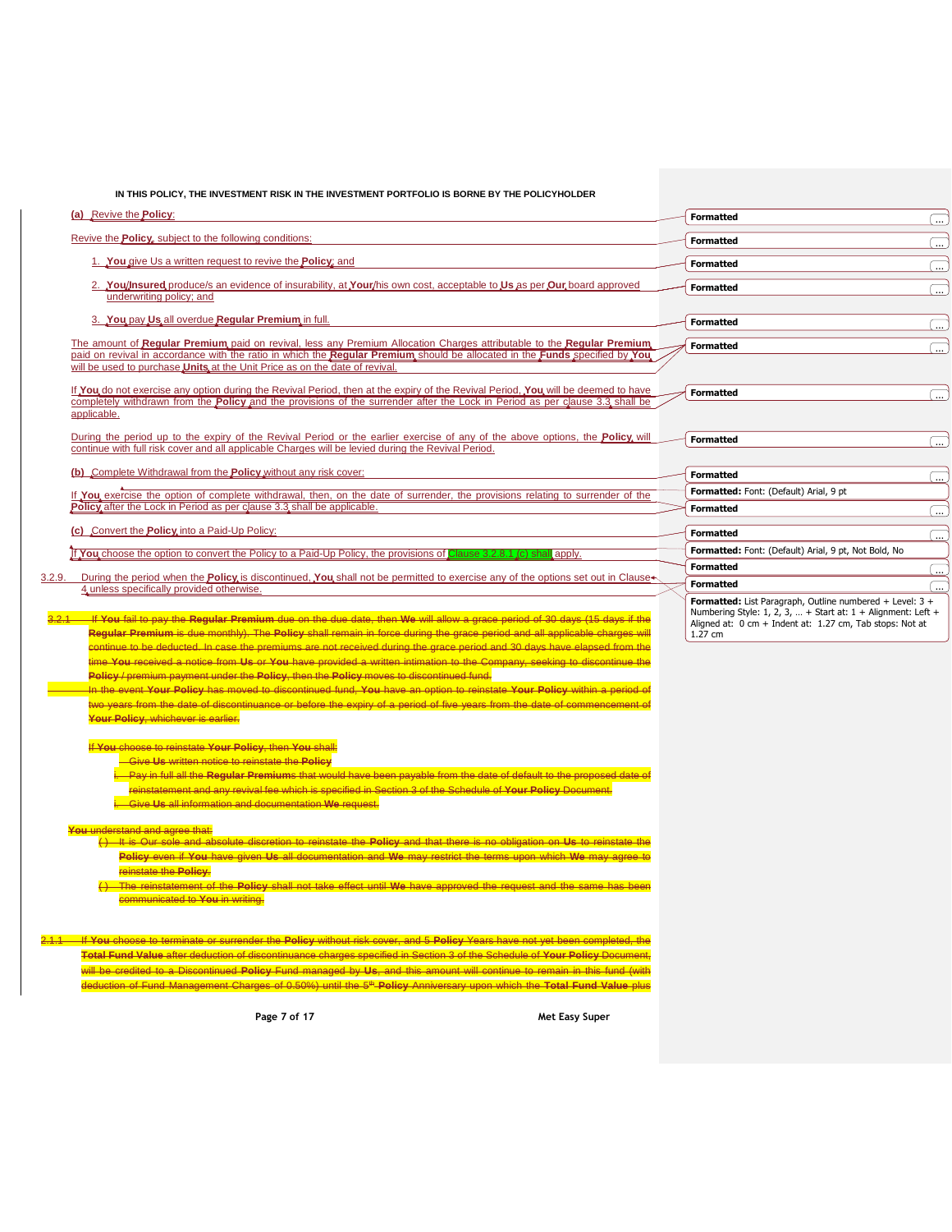**IN THIS POLICY, THE INVESTMENT RISK IN THE INVESTMENT PORTFOLIO IS BORNE BY THE POLICYHOLDER**

**(a)** Revive the **Policy**:

Revive the **Policy**, subject to the following conditions:

1. **You** give Us a written request to revive the **Policy**; and
2. **You/Insured** produce/s an evidence of insurability, at **Your**/his own cost, acceptable to **Us** as per **Our** board approved underwriting policy; and
3. **You** pay **Us** all overdue **Regular Premium** in full.

The amount of **Regular Premium** paid on revival, less any Premium Allocation Charges attributable to the **Regular Premium** paid on revival in accordance with the ratio in which the **Regular Premium** should be allocated in the **Funds** specified by **You** will be used to purchase **Units** at the Unit Price as on the date of revival.

If **You** do not exercise any option during the Revival Period, then at the expiry of the Revival Period, **You** will be deemed to have completely withdrawn from the **Policy** and the provisions of the surrender after the Lock in Period as per clause 3.3 shall be applicable.

During the period up to the expiry of the Revival Period or the earlier exercise of any of the above options, the **Policy** will continue with full risk cover and all applicable Charges will be levied during the Revival Period.

**(b)** Complete Withdrawal from the **Policy** without any risk cover:

If **You** exercise the option of complete withdrawal, then, on the date of surrender, the provisions relating to surrender of the **Policy** after the Lock in Period as per clause 3.3 shall be applicable.

**(c)** Convert the **Policy** into a Paid-Up Policy:

If **You** choose the option to convert the Policy to a Paid-Up Policy, the provisions of Clause 3.2.8.1 (c) shall apply.

3.2.9. During the period when the **Policy** is discontinued, **You** shall not be permitted to exercise any of the options set out in Clause 4 unless specifically provided otherwise.

~~3.2.1 If **You** fail to pay the **Regular Premium** due on the due date, then **We** will allow a grace period of 30 days (15 days if the **Regular Premium** is due monthly). The **Policy** shall remain in force during the grace period and all applicable charges will continue to be deducted. In case the premiums are not received during the grace period and 30 days have elapsed from the time **You** received a notice from **Us** or **You** have provided a written intimation to the Company, seeking to discontinue the **Policy** / premium payment under the **Policy**, then the **Policy** moves to discontinued fund.~~

~~In the event **Your Policy** has moved to discontinued fund, **You** have an option to reinstate **Your Policy** within a period of two years from the date of discontinuance or before the expiry of a period of five years from the date of commencement of **Your Policy**, whichever is earlier.~~

~~If **You** choose to reinstate **Your Policy**, then **You** shall:~~

- ~~Give **Us** written notice to reinstate the **Policy**~~
- ~~Pay in full all the **Regular Premiums** that would have been payable from the date of default to the proposed date of reinstatement and any revival fee which is specified in Section 3 of the Schedule of **Your Policy** Document.~~
- ~~Give **Us** all information and documentation **We** request.~~

~~**You** understand and agree that:~~

- ~~It is Our sole and absolute discretion to reinstate the **Policy** and that there is no obligation on **Us** to reinstate the **Policy** even if **You** have given **Us** all documentation and **We** may restrict the terms upon which **We** may agree to reinstate the **Policy**.~~
- ~~The reinstatement of the **Policy** shall not take effect until **We** have approved the request and the same has been communicated to **You** in writing.~~

~~2.1.1 If **You** choose to terminate or surrender the **Policy** without risk cover, and 5 **Policy** Years have not yet been completed, the **Total Fund Value** after deduction of discontinuance charges specified in Section 3 of the Schedule of **Your Policy** Document, will be credited to a Discontinued **Policy** Fund managed by **Us**, and this amount will continue to remain in this fund (with deduction of Fund Management Charges of 0.50%) until the 5th **Policy** Anniversary upon which the **Total Fund Value** plus~~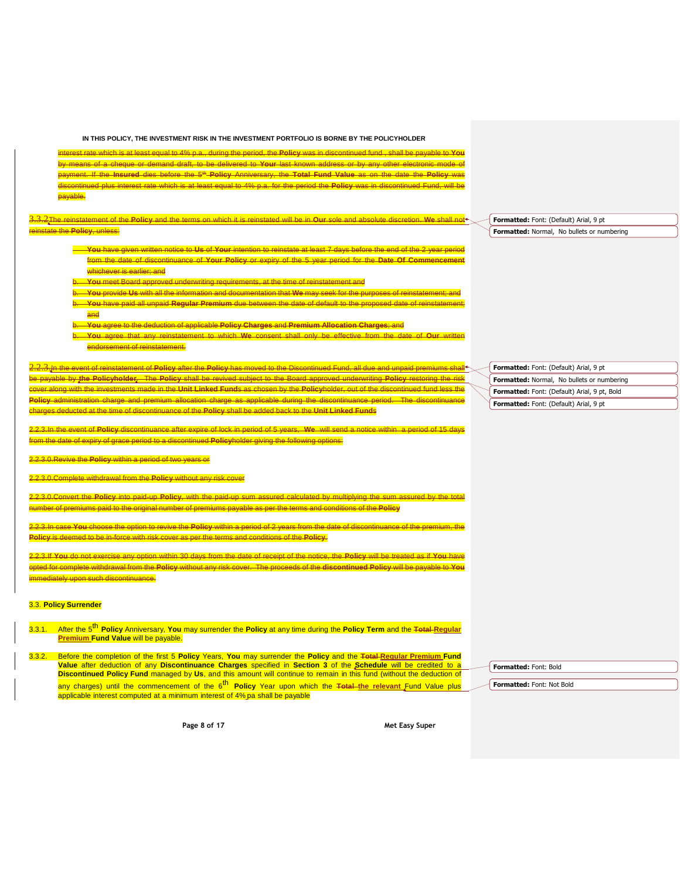interest rate which is at least equal to 4% p.a., during the period, the **Policy** was in discontinued fund , shall be payable to **You** by means of a cheque or demand draft, to be delivered to **Your** last known address or by any other electronic mode of payment. If the **Insured** dies before the 5th **Policy** Anniversary, the **Total Fund Value** as on the date the **Policy** was discontinued plus interest rate which is at least equal to 4% p.a. for the period the **Policy** was in discontinued Fund, will be payable.

3.3.2 The reinstatement of the **Policy** and the terms on which it is reinstated will be in **Our** sole and absolute discretion. **We** shall not reinstate the **Policy**, unless:

- **You** have given written notice to **Us** of **Your** intention to reinstate at least 7 days before the end of the 2 year period from the date of discontinuance of **Your Policy** or expiry of the 5 year period for the **Date Of Commencement** whichever is earlier; and
- b. **You** meet Board approved underwriting requirements, at the time of reinstatement and
- b. **You** provide **Us** with all the information and documentation that **We** may seek for the purposes of reinstatement; and
- b. **You** have paid all unpaid **Regular Premium** due between the date of default to the proposed date of reinstatement; and
- b. **You** agree to the deduction of applicable **Policy Charges** and **Premium Allocation Charges**; and
- b. **You** agree that any reinstatement to which **We** consent shall only be effective from the date of **Our** written endorsement of reinstatement.

2.2.3. In the event of reinstatement of **Policy** after the **Policy** has moved to the Discontinued Fund, all due and unpaid premiums shall be payable by **the Policyholder**. The **Policy** shall be revived subject to the Board approved underwriting **Policy** restoring the risk cover along with the investments made in the **Unit Linked Funds** as chosen by the **Policy**holder, out of the discontinued fund less the **Policy** administration charge and premium allocation charge as applicable during the discontinuance period. The discontinuance charges deducted at the time of discontinuance of the **Policy** shall be added back to the **Unit Linked Funds**

2.2.3. In the event of **Policy** discontinuance after expire of lock in period of 5 years, **We** will send a notice within a period of 15 days from the date of expiry of grace period to a discontinued **Policy**holder giving the following options:

2.2.3.0. Revive the **Policy** within a period of two years or

2.2.3.0. Complete withdrawal from the **Policy** without any risk cover

2.2.3.0. Convert the **Policy** into paid-up **Policy**, with the paid-up sum assured calculated by multiplying the sum assured by the total number of premiums paid to the original number of premiums payable as per the terms and conditions of the **Policy**

2.2.3. In case **You** choose the option to revive the **Policy** within a period of 2 years from the date of discontinuance of the premium, the **Policy** is deemed to be in-force with risk cover as per the terms and conditions of the **Policy**.

2.2.3. If **You** do not exercise any option within 30 days from the date of receipt of the notice, the **Policy** will be treated as if **You** have opted for complete withdrawal from the **Policy** without any risk cover. The proceeds of the **discontinued Policy** will be payable to **You** immediately upon such discontinuance.

### 3.3. Policy Surrender

3.3.1. After the 5th **Policy** Anniversary, **You** may surrender the **Policy** at any time during the **Policy Term** and the **Total Regular Premium Fund Value** will be payable.

3.3.2. Before the completion of the first 5 **Policy** Years, **You** may surrender the **Policy** and the **Total Regular Premium Fund Value** after deduction of any **Discontinuance Charges** specified in **Section 3** of the **Schedule** will be credited to a **Discontinued Policy Fund** managed by **Us**, and this amount will continue to remain in this fund (without the deduction of any charges) until the commencement of the 6th **Policy** Year upon which the Total the relevant Fund Value plus applicable interest computed at a minimum interest of 4% pa shall be payable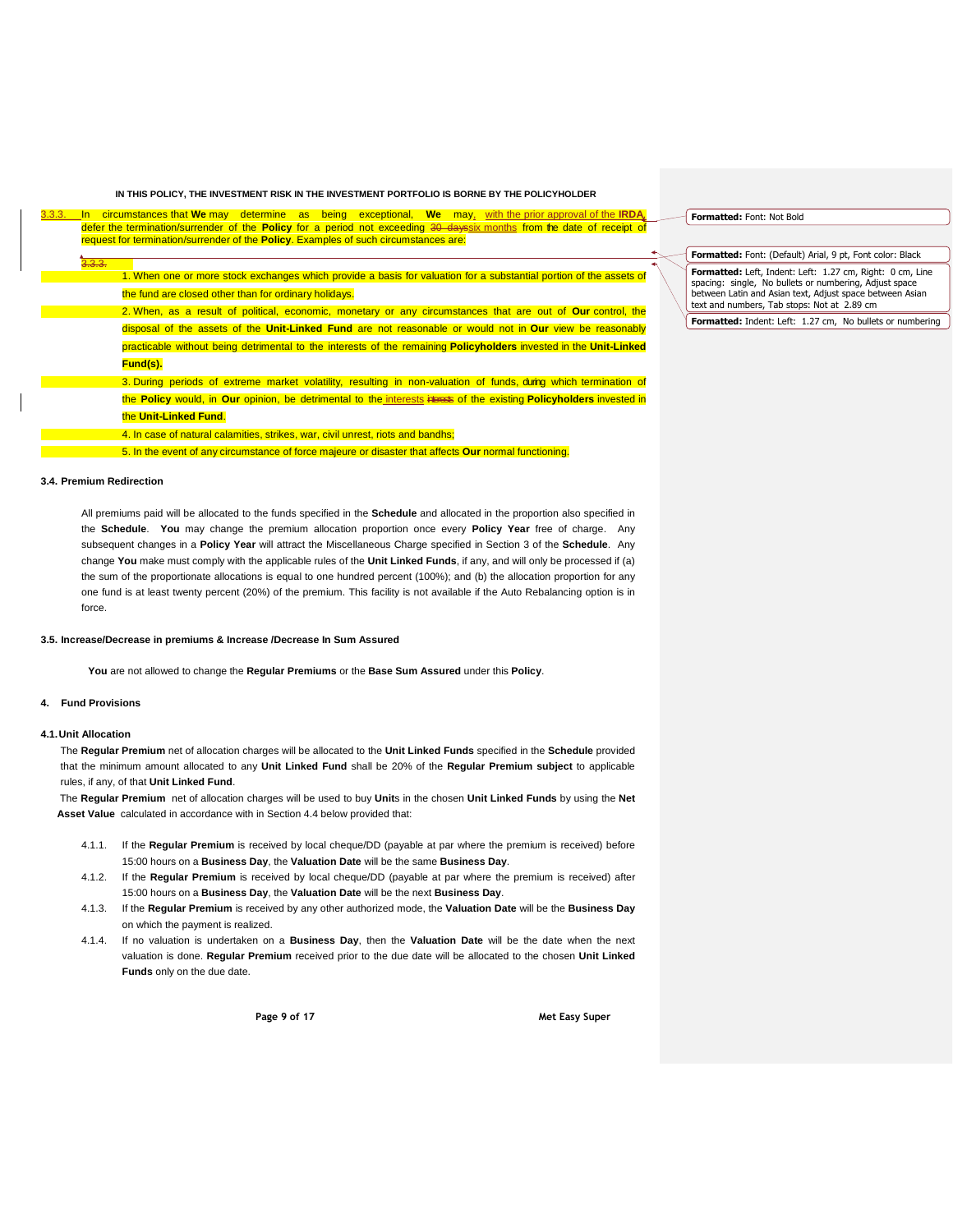**IN THIS POLICY, THE INVESTMENT RISK IN THE INVESTMENT PORTFOLIO IS BORNE BY THE POLICYHOLDER**

3.3.3. In circumstances that **We** may determine as being exceptional, **We** may, with the prior approval of the **IRDA**, defer the termination/surrender of the **Policy** for a period not exceeding six months from the date of receipt of request for termination/surrender of the **Policy**. Examples of such circumstances are:

1. When one or more stock exchanges which provide a basis for valuation for a substantial portion of the assets of the fund are closed other than for ordinary holidays.
2. When, as a result of political, economic, monetary or any circumstances that are out of **Our** control, the disposal of the assets of the **Unit-Linked Fund** are not reasonable or would not in **Our** view be reasonably practicable without being detrimental to the interests of the remaining **Policyholders** invested in the **Unit-Linked Fund(s).**
3. During periods of extreme market volatility, resulting in non-valuation of funds, during which termination of the **Policy** would, in **Our** opinion, be detrimental to the interests of the existing **Policyholders** invested in the **Unit-Linked Fund**.
4. In case of natural calamities, strikes, war, civil unrest, riots and bandhs;
5. In the event of any circumstance of force majeure or disaster that affects **Our** normal functioning.

### 3.4. Premium Redirection

All premiums paid will be allocated to the funds specified in the **Schedule** and allocated in the proportion also specified in the **Schedule**. **You** may change the premium allocation proportion once every **Policy Year** free of charge. Any subsequent changes in a **Policy Year** will attract the Miscellaneous Charge specified in Section 3 of the **Schedule**. Any change **You** make must comply with the applicable rules of the **Unit Linked Funds**, if any, and will only be processed if (a) the sum of the proportionate allocations is equal to one hundred percent (100%); and (b) the allocation proportion for any one fund is at least twenty percent (20%) of the premium. This facility is not available if the Auto Rebalancing option is in force.

### 3.5. Increase/Decrease in premiums & Increase /Decrease In Sum Assured

**You** are not allowed to change the **Regular Premiums** or the **Base Sum Assured** under this **Policy**.

## 4. Fund Provisions

### 4.1. Unit Allocation

The **Regular Premium** net of allocation charges will be allocated to the **Unit Linked Funds** specified in the **Schedule** provided that the minimum amount allocated to any **Unit Linked Fund** shall be 20% of the **Regular Premium subject** to applicable rules, if any, of that **Unit Linked Fund**.

The **Regular Premium** net of allocation charges will be used to buy **Unit**s in the chosen **Unit Linked Funds** by using the **Net Asset Value** calculated in accordance with in Section 4.4 below provided that:

4.1.1. If the **Regular Premium** is received by local cheque/DD (payable at par where the premium is received) before 15:00 hours on a **Business Day**, the **Valuation Date** will be the same **Business Day**.

4.1.2. If the **Regular Premium** is received by local cheque/DD (payable at par where the premium is received) after 15:00 hours on a **Business Day**, the **Valuation Date** will be the next **Business Day**.

4.1.3. If the **Regular Premium** is received by any other authorized mode, the **Valuation Date** will be the **Business Day** on which the payment is realized.

4.1.4. If no valuation is undertaken on a **Business Day**, then the **Valuation Date** will be the date when the next valuation is done. **Regular Premium** received prior to the due date will be allocated to the chosen **Unit Linked Funds** only on the due date.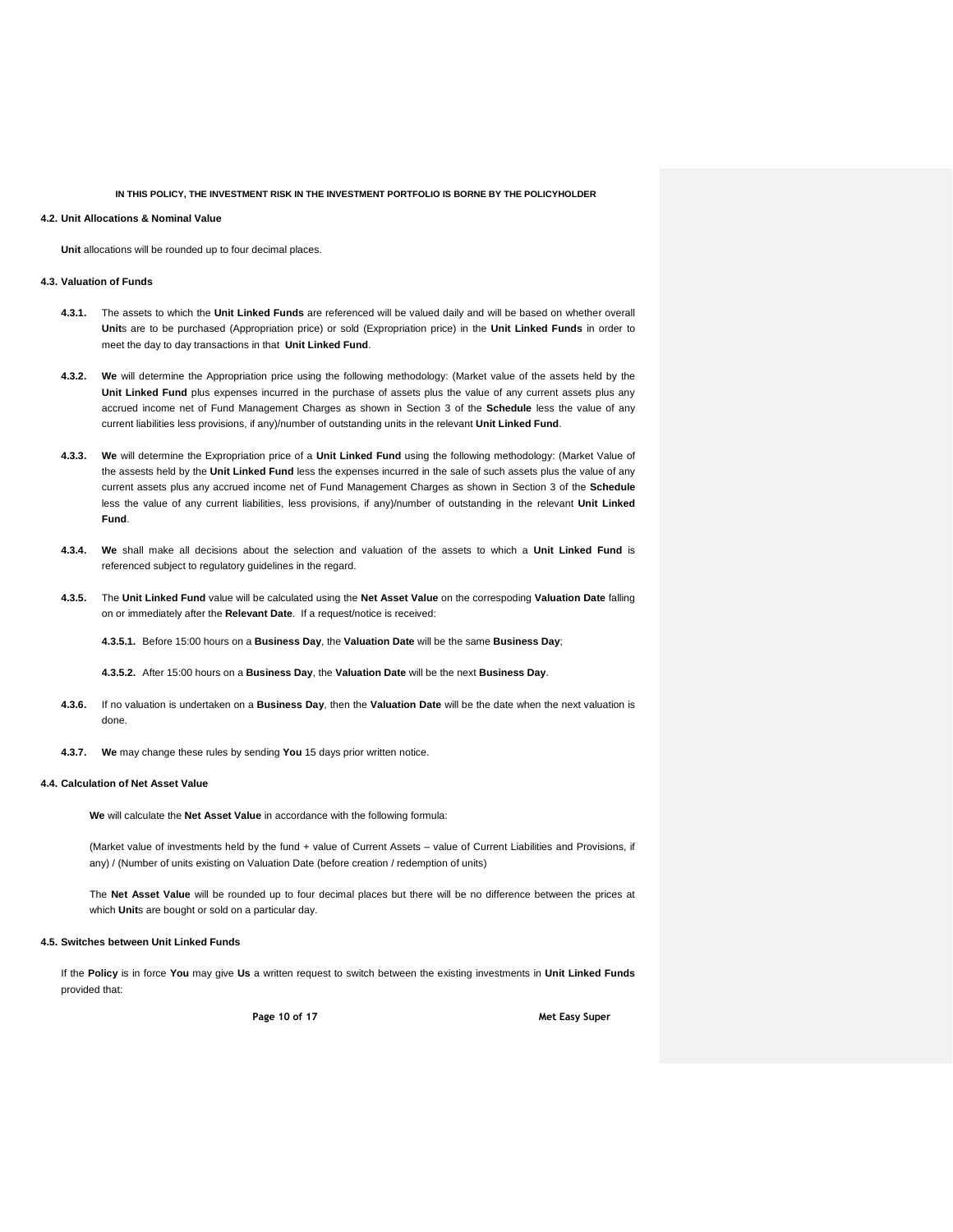**IN THIS POLICY, THE INVESTMENT RISK IN THE INVESTMENT PORTFOLIO IS BORNE BY THE POLICYHOLDER**

#### 4.2. Unit Allocations & Nominal Value

**Unit** allocations will be rounded up to four decimal places.

#### 4.3. Valuation of Funds

**4.3.1.** The assets to which the **Unit Linked Funds** are referenced will be valued daily and will be based on whether overall **Unit**s are to be purchased (Appropriation price) or sold (Expropriation price) in the **Unit Linked Funds** in order to meet the day to day transactions in that **Unit Linked Fund**.

**4.3.2.** **We** will determine the Appropriation price using the following methodology: (Market value of the assets held by the **Unit Linked Fund** plus expenses incurred in the purchase of assets plus the value of any current assets plus any accrued income net of Fund Management Charges as shown in Section 3 of the **Schedule** less the value of any current liabilities less provisions, if any)/number of outstanding units in the relevant **Unit Linked Fund**.

**4.3.3.** **We** will determine the Expropriation price of a **Unit Linked Fund** using the following methodology: (Market Value of the assests held by the **Unit Linked Fund** less the expenses incurred in the sale of such assets plus the value of any current assets plus any accrued income net of Fund Management Charges as shown in Section 3 of the **Schedule** less the value of any current liabilities, less provisions, if any)/number of outstanding in the relevant **Unit Linked Fund**.

**4.3.4.** **We** shall make all decisions about the selection and valuation of the assets to which a **Unit Linked Fund** is referenced subject to regulatory guidelines in the regard.

**4.3.5.** The **Unit Linked Fund** value will be calculated using the **Net Asset Value** on the correspoding **Valuation Date** falling on or immediately after the **Relevant Date**. If a request/notice is received:

**4.3.5.1.** Before 15:00 hours on a **Business Day**, the **Valuation Date** will be the same **Business Day**;

**4.3.5.2.** After 15:00 hours on a **Business Day**, the **Valuation Date** will be the next **Business Day**.

**4.3.6.** If no valuation is undertaken on a **Business Day**, then the **Valuation Date** will be the date when the next valuation is done.

**4.3.7.** **We** may change these rules by sending **You** 15 days prior written notice.

#### 4.4. Calculation of Net Asset Value

**We** will calculate the **Net Asset Value** in accordance with the following formula:

(Market value of investments held by the fund + value of Current Assets – value of Current Liabilities and Provisions, if any) / (Number of units existing on Valuation Date (before creation / redemption of units)

The **Net Asset Value** will be rounded up to four decimal places but there will be no difference between the prices at which **Unit**s are bought or sold on a particular day.

#### 4.5. Switches between Unit Linked Funds

If the **Policy** is in force **You** may give **Us** a written request to switch between the existing investments in **Unit Linked Funds** provided that: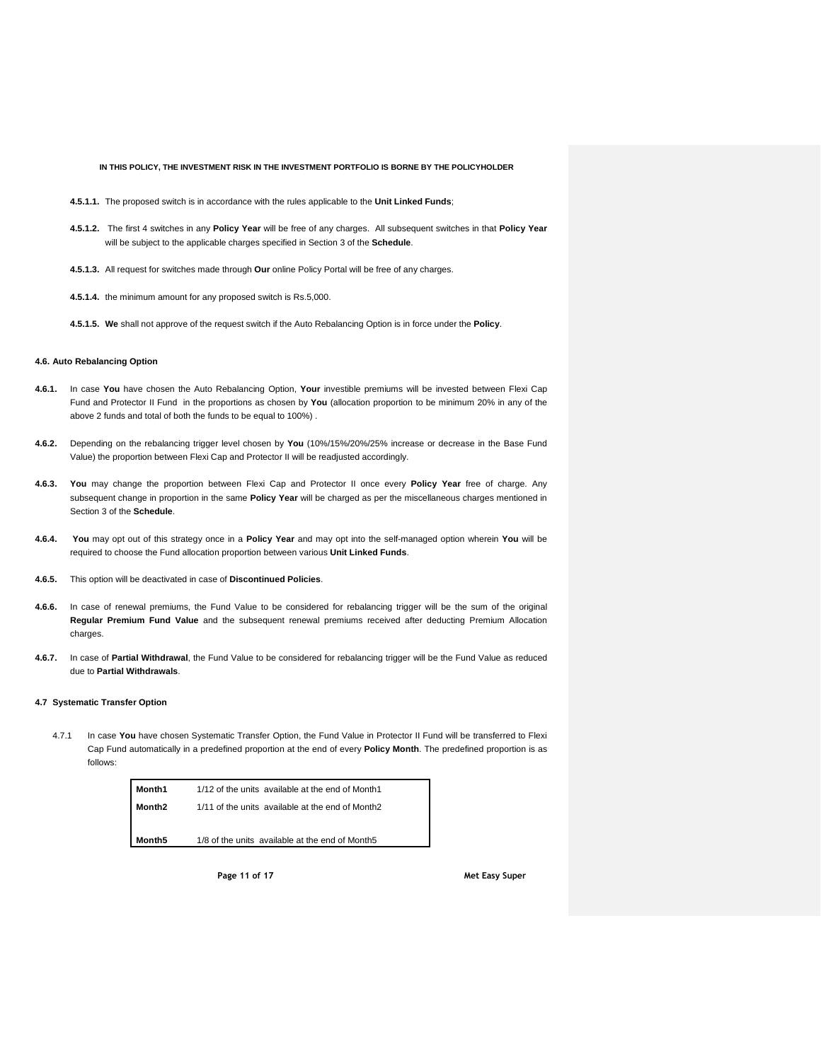**4.5.1.1.** The proposed switch is in accordance with the rules applicable to the **Unit Linked Funds**;

**4.5.1.2.** The first 4 switches in any **Policy Year** will be free of any charges. All subsequent switches in that **Policy Year** will be subject to the applicable charges specified in Section 3 of the **Schedule**.

**4.5.1.3.** All request for switches made through **Our** online Policy Portal will be free of any charges.

**4.5.1.4.** the minimum amount for any proposed switch is Rs.5,000.

**4.5.1.5.** **We** shall not approve of the request switch if the Auto Rebalancing Option is in force under the **Policy**.

#### 4.6. Auto Rebalancing Option

**4.6.1.** In case **You** have chosen the Auto Rebalancing Option, **Your** investible premiums will be invested between Flexi Cap Fund and Protector II Fund in the proportions as chosen by **You** (allocation proportion to be minimum 20% in any of the above 2 funds and total of both the funds to be equal to 100%) .

**4.6.2.** Depending on the rebalancing trigger level chosen by **You** (10%/15%/20%/25% increase or decrease in the Base Fund Value) the proportion between Flexi Cap and Protector II will be readjusted accordingly.

**4.6.3.** **You** may change the proportion between Flexi Cap and Protector II once every **Policy Year** free of charge. Any subsequent change in proportion in the same **Policy Year** will be charged as per the miscellaneous charges mentioned in Section 3 of the **Schedule**.

**4.6.4.** **You** may opt out of this strategy once in a **Policy Year** and may opt into the self-managed option wherein **You** will be required to choose the Fund allocation proportion between various **Unit Linked Funds**.

**4.6.5.** This option will be deactivated in case of **Discontinued Policies**.

**4.6.6.** In case of renewal premiums, the Fund Value to be considered for rebalancing trigger will be the sum of the original **Regular Premium Fund Value** and the subsequent renewal premiums received after deducting Premium Allocation charges.

**4.6.7.** In case of **Partial Withdrawal**, the Fund Value to be considered for rebalancing trigger will be the Fund Value as reduced due to **Partial Withdrawals**.

#### 4.7 Systematic Transfer Option

4.7.1 In case **You** have chosen Systematic Transfer Option, the Fund Value in Protector II Fund will be transferred to Flexi Cap Fund automatically in a predefined proportion at the end of every **Policy Month**. The predefined proportion is as follows:

| | |
|---|---|
| **Month1** | 1/12 of the units available at the end of Month1 |
| **Month2** | 1/11 of the units available at the end of Month2 |
| | |
| **Month5** | 1/8 of the units available at the end of Month5 |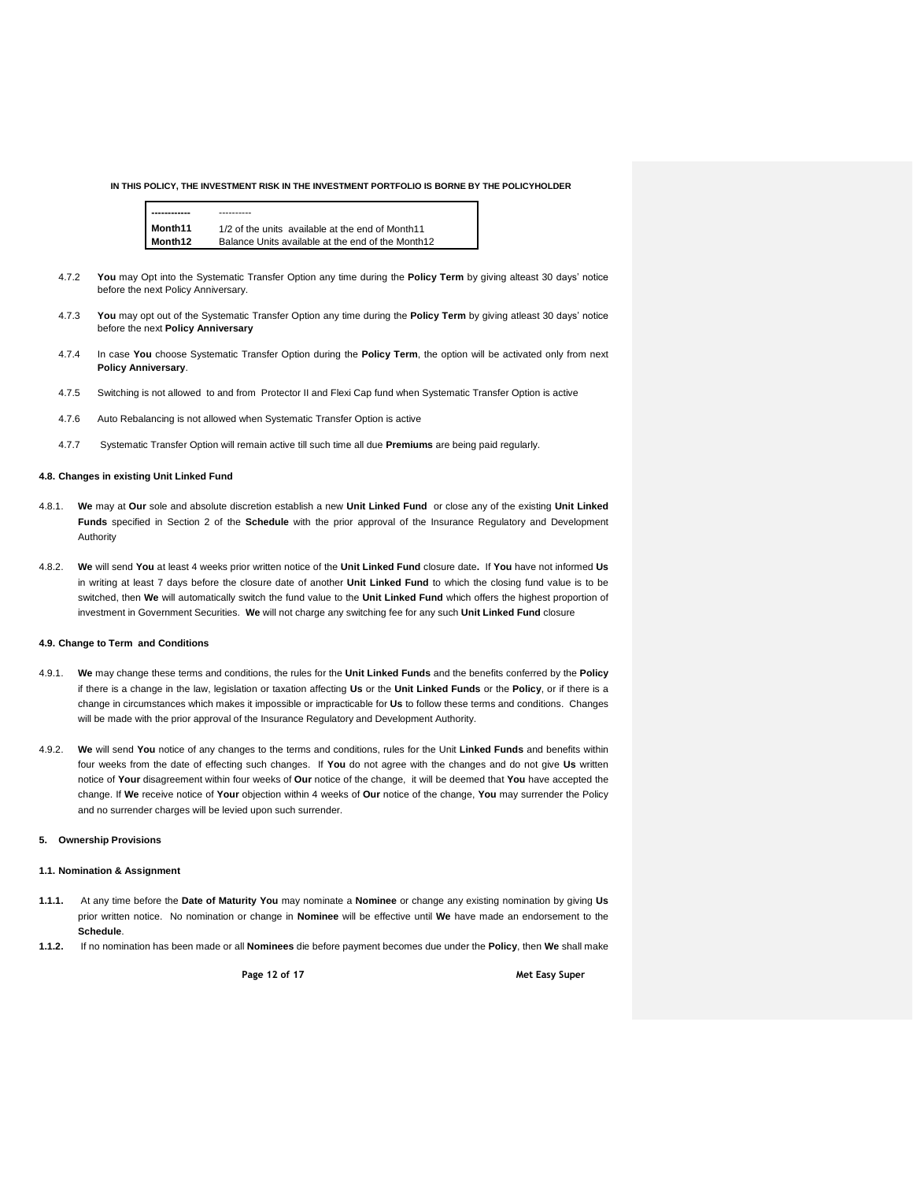**IN THIS POLICY, THE INVESTMENT RISK IN THE INVESTMENT PORTFOLIO IS BORNE BY THE POLICYHOLDER**

| ----------- | ---------- |
|---|---|
| **Month11** | 1/2 of the units available at the end of Month11 |
| **Month12** | Balance Units available at the end of the Month12 |

4.7.2 **You** may Opt into the Systematic Transfer Option any time during the **Policy Term** by giving alteast 30 days' notice before the next Policy Anniversary.

4.7.3 **You** may opt out of the Systematic Transfer Option any time during the **Policy Term** by giving atleast 30 days' notice before the next **Policy Anniversary**

4.7.4 In case **You** choose Systematic Transfer Option during the **Policy Term**, the option will be activated only from next **Policy Anniversary**.

4.7.5 Switching is not allowed to and from Protector II and Flexi Cap fund when Systematic Transfer Option is active

4.7.6 Auto Rebalancing is not allowed when Systematic Transfer Option is active

4.7.7 Systematic Transfer Option will remain active till such time all due **Premiums** are being paid regularly.

**4.8. Changes in existing Unit Linked Fund**

4.8.1. **We** may at **Our** sole and absolute discretion establish a new **Unit Linked Fund** or close any of the existing **Unit Linked Funds** specified in Section 2 of the **Schedule** with the prior approval of the Insurance Regulatory and Development Authority

4.8.2. **We** will send **You** at least 4 weeks prior written notice of the **Unit Linked Fund** closure date**.** If **You** have not informed **Us** in writing at least 7 days before the closure date of another **Unit Linked Fund** to which the closing fund value is to be switched, then **We** will automatically switch the fund value to the **Unit Linked Fund** which offers the highest proportion of investment in Government Securities. **We** will not charge any switching fee for any such **Unit Linked Fund** closure

**4.9. Change to Term and Conditions**

4.9.1. **We** may change these terms and conditions, the rules for the **Unit Linked Funds** and the benefits conferred by the **Policy** if there is a change in the law, legislation or taxation affecting **Us** or the **Unit Linked Funds** or the **Policy**, or if there is a change in circumstances which makes it impossible or impracticable for **Us** to follow these terms and conditions. Changes will be made with the prior approval of the Insurance Regulatory and Development Authority.

4.9.2. **We** will send **You** notice of any changes to the terms and conditions, rules for the Unit **Linked Funds** and benefits within four weeks from the date of effecting such changes. If **You** do not agree with the changes and do not give **Us** written notice of **Your** disagreement within four weeks of **Our** notice of the change, it will be deemed that **You** have accepted the change. If **We** receive notice of **Your** objection within 4 weeks of **Our** notice of the change, **You** may surrender the Policy and no surrender charges will be levied upon such surrender.

**5. Ownership Provisions**

**1.1. Nomination & Assignment**

**1.1.1.** At any time before the **Date of Maturity You** may nominate a **Nominee** or change any existing nomination by giving **Us** prior written notice. No nomination or change in **Nominee** will be effective until **We** have made an endorsement to the **Schedule**.

**1.1.2.** If no nomination has been made or all **Nominees** die before payment becomes due under the **Policy**, then **We** shall make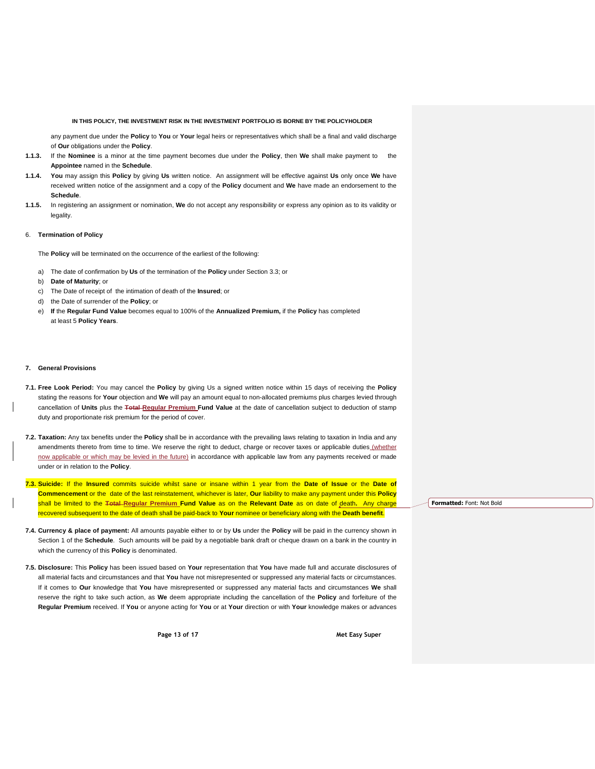any payment due under the **Policy** to **You** or **Your** legal heirs or representatives which shall be a final and valid discharge of **Our** obligations under the **Policy**.

**1.1.3.** If the **Nominee** is a minor at the time payment becomes due under the **Policy**, then **We** shall make payment to the **Appointee** named in the **Schedule**.

**1.1.4.** **You** may assign this **Policy** by giving **Us** written notice. An assignment will be effective against **Us** only once **We** have received written notice of the assignment and a copy of the **Policy** document and **We** have made an endorsement to the **Schedule**.

**1.1.5.** In registering an assignment or nomination, **We** do not accept any responsibility or express any opinion as to its validity or legality.

## 6. Termination of Policy

The **Policy** will be terminated on the occurrence of the earliest of the following:

a) The date of confirmation by **Us** of the termination of the **Policy** under Section 3.3; or
b) **Date of Maturity**; or
c) The Date of receipt of the intimation of death of the **Insured**; or
d) the Date of surrender of the **Policy**; or
e) **If** the **Regular Fund Value** becomes equal to 100% of the **Annualized Premium,** if the **Policy** has completed at least 5 **Policy Years**.

## 7. General Provisions

**7.1. Free Look Period:** You may cancel the **Policy** by giving Us a signed written notice within 15 days of receiving the **Policy** stating the reasons for **Your** objection and **We** will pay an amount equal to non-allocated premiums plus charges levied through cancellation of **Units** plus the ~~Total~~ **Regular Premium Fund Value** at the date of cancellation subject to deduction of stamp duty and proportionate risk premium for the period of cover.

**7.2. Taxation:** Any tax benefits under the **Policy** shall be in accordance with the prevailing laws relating to taxation in India and any amendments thereto from time to time. We reserve the right to deduct, charge or recover taxes or applicable duties (whether now applicable or which may be levied in the future) in accordance with applicable law from any payments received or made under or in relation to the **Policy**.

**7.3. Suicide:** If the **Insured** commits suicide whilst sane or insane within 1 year from the **Date of Issue** or the **Date of Commencement** or the date of the last reinstatement, whichever is later, **Our** liability to make any payment under this **Policy** shall be limited to the ~~Total~~ **Regular Premium Fund Value** as on the **Relevant Date** as on date of death. Any charge recovered subsequent to the date of death shall be paid-back to **Your** nominee or beneficiary along with the **Death benefit**.

**7.4. Currency & place of payment:** All amounts payable either to or by **Us** under the **Policy** will be paid in the currency shown in Section 1 of the **Schedule**. Such amounts will be paid by a negotiable bank draft or cheque drawn on a bank in the country in which the currency of this **Policy** is denominated.

**7.5. Disclosure:** This **Policy** has been issued based on **Your** representation that **You** have made full and accurate disclosures of all material facts and circumstances and that **You** have not misrepresented or suppressed any material facts or circumstances. If it comes to **Our** knowledge that **You** have misrepresented or suppressed any material facts and circumstances **We** shall reserve the right to take such action, as **We** deem appropriate including the cancellation of the **Policy** and forfeiture of the **Regular Premium** received. If **You** or anyone acting for **You** or at **Your** direction or with **Your** knowledge makes or advances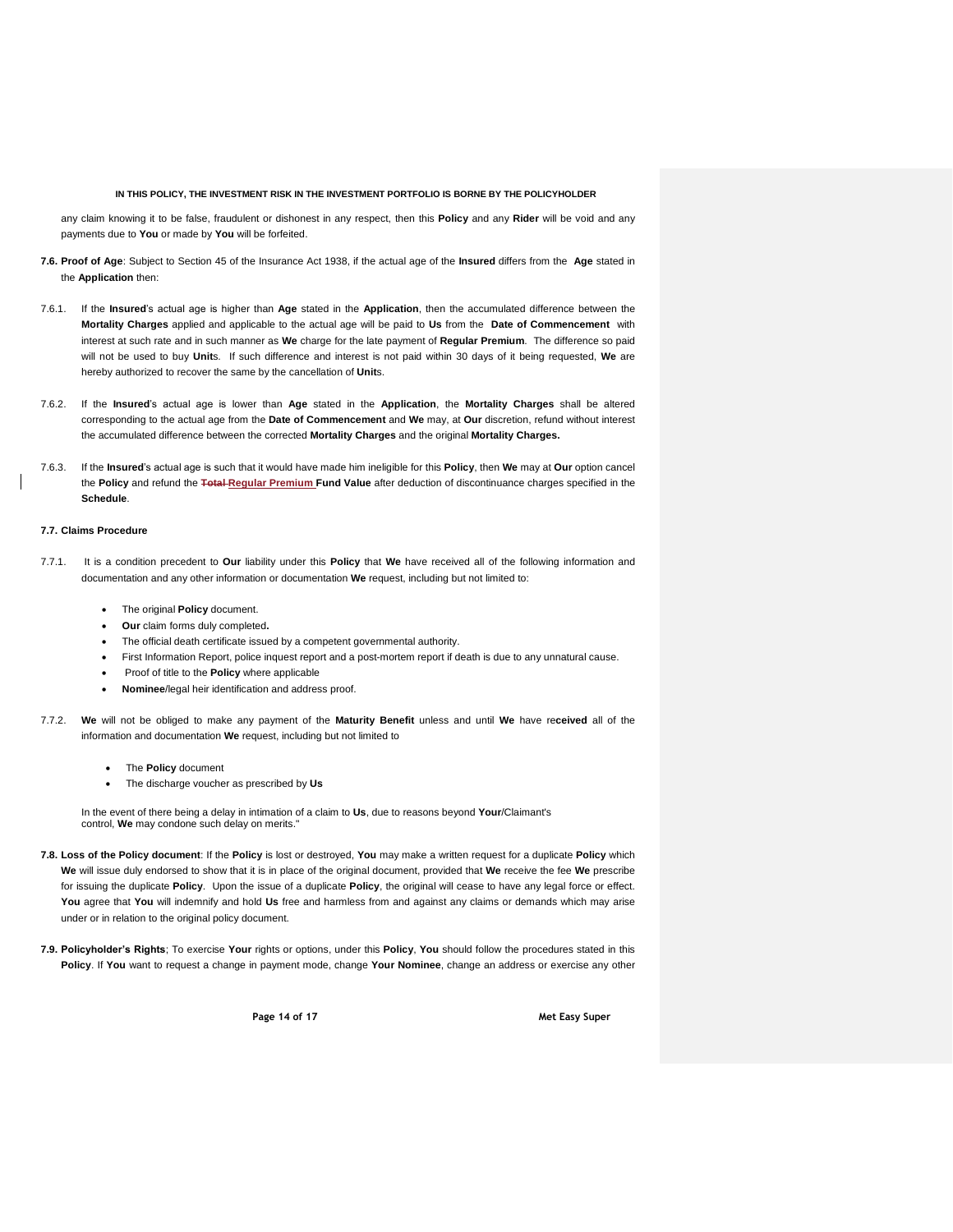any claim knowing it to be false, fraudulent or dishonest in any respect, then this **Policy** and any **Rider** will be void and any payments due to **You** or made by **You** will be forfeited.

**7.6. Proof of Age**: Subject to Section 45 of the Insurance Act 1938, if the actual age of the **Insured** differs from the **Age** stated in the **Application** then:

7.6.1. If the **Insured**'s actual age is higher than **Age** stated in the **Application**, then the accumulated difference between the **Mortality Charges** applied and applicable to the actual age will be paid to **Us** from the **Date of Commencement** with interest at such rate and in such manner as **We** charge for the late payment of **Regular Premium**. The difference so paid will not be used to buy **Unit**s. If such difference and interest is not paid within 30 days of it being requested, **We** are hereby authorized to recover the same by the cancellation of **Unit**s.

7.6.2. If the **Insured**'s actual age is lower than **Age** stated in the **Application**, the **Mortality Charges** shall be altered corresponding to the actual age from the **Date of Commencement** and **We** may, at **Our** discretion, refund without interest the accumulated difference between the corrected **Mortality Charges** and the original **Mortality Charges.**

7.6.3. If the **Insured**'s actual age is such that it would have made him ineligible for this **Policy**, then **We** may at **Our** option cancel the **Policy** and refund the ~~Total~~ **Regular Premium** **Fund Value** after deduction of discontinuance charges specified in the **Schedule**.

**7.7. Claims Procedure**

7.7.1. It is a condition precedent to **Our** liability under this **Policy** that **We** have received all of the following information and documentation and any other information or documentation **We** request, including but not limited to:

- The original **Policy** document.
- **Our** claim forms duly completed**.**
- The official death certificate issued by a competent governmental authority.
- First Information Report, police inquest report and a post-mortem report if death is due to any unnatural cause.
- Proof of title to the **Policy** where applicable
- **Nominee**/legal heir identification and address proof.

7.7.2. **We** will not be obliged to make any payment of the **Maturity Benefit** unless and until **We** have re**ceived** all of the information and documentation **We** request, including but not limited to

- The **Policy** document
- The discharge voucher as prescribed by **Us**

In the event of there being a delay in intimation of a claim to **Us**, due to reasons beyond **Your**/Claimant's control, **We** may condone such delay on merits."

**7.8. Loss of the Policy document**: If the **Policy** is lost or destroyed, **You** may make a written request for a duplicate **Policy** which **We** will issue duly endorsed to show that it is in place of the original document, provided that **We** receive the fee **We** prescribe for issuing the duplicate **Policy**. Upon the issue of a duplicate **Policy**, the original will cease to have any legal force or effect. **You** agree that **You** will indemnify and hold **Us** free and harmless from and against any claims or demands which may arise under or in relation to the original policy document.

**7.9. Policyholder's Rights**; To exercise **Your** rights or options, under this **Policy**, **You** should follow the procedures stated in this **Policy**. If **You** want to request a change in payment mode, change **Your Nominee**, change an address or exercise any other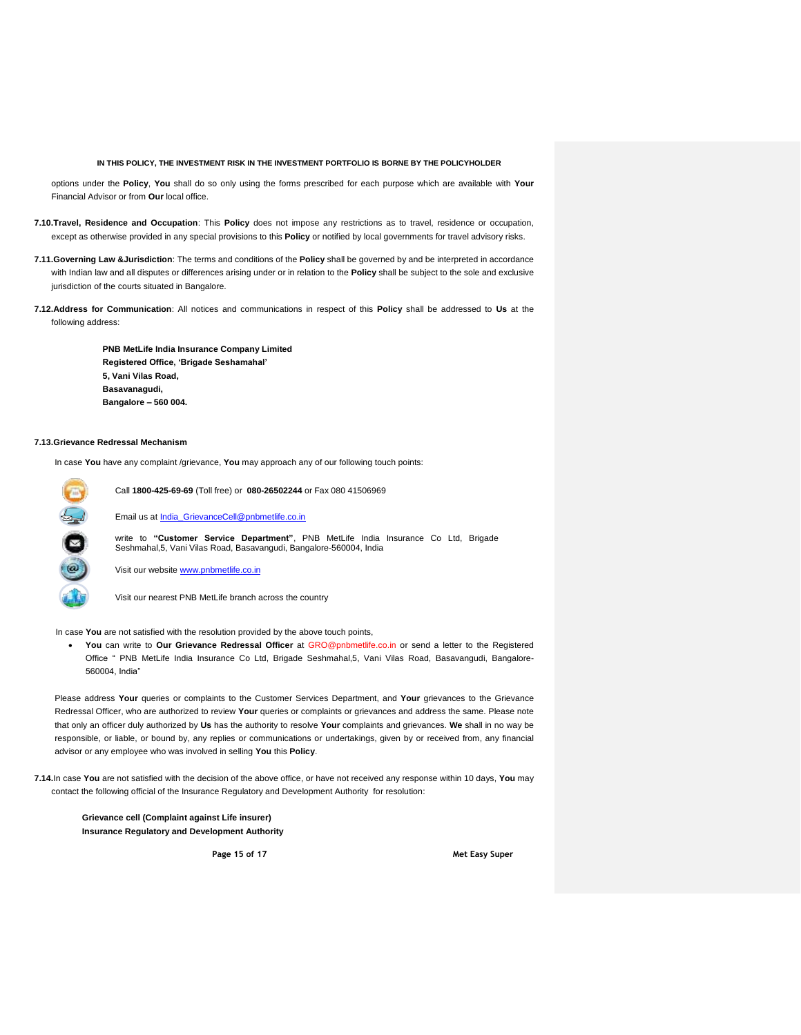options under the **Policy**, **You** shall do so only using the forms prescribed for each purpose which are available with **Your** Financial Advisor or from **Our** local office.

**7.10.Travel, Residence and Occupation**: This **Policy** does not impose any restrictions as to travel, residence or occupation, except as otherwise provided in any special provisions to this **Policy** or notified by local governments for travel advisory risks.

**7.11.Governing Law &Jurisdiction**: The terms and conditions of the **Policy** shall be governed by and be interpreted in accordance with Indian law and all disputes or differences arising under or in relation to the **Policy** shall be subject to the sole and exclusive jurisdiction of the courts situated in Bangalore.

**7.12.Address for Communication**: All notices and communications in respect of this **Policy** shall be addressed to **Us** at the following address:

**PNB MetLife India Insurance Company Limited**
**Registered Office, 'Brigade Seshamahal'**
**5, Vani Vilas Road,**
**Basavanagudi,**
**Bangalore – 560 004.**

**7.13.Grievance Redressal Mechanism**

In case **You** have any complaint /grievance, **You** may approach any of our following touch points:

- Call **1800-425-69-69** (Toll free) or **080-26502244** or Fax 080 41506969
- Email us at India_GrievanceCell@pnbmetlife.co.in
- write to **"Customer Service Department"**, PNB MetLife India Insurance Co Ltd, Brigade Seshmahal,5, Vani Vilas Road, Basavangudi, Bangalore-560004, India
- Visit our website www.pnbmetlife.co.in
- Visit our nearest PNB MetLife branch across the country

In case **You** are not satisfied with the resolution provided by the above touch points,

- **You** can write to **Our Grievance Redressal Officer** at GRO@pnbmetlife.co.in or send a letter to the Registered Office " PNB MetLife India Insurance Co Ltd, Brigade Seshmahal,5, Vani Vilas Road, Basavangudi, Bangalore-560004, India"

Please address **Your** queries or complaints to the Customer Services Department, and **Your** grievances to the Grievance Redressal Officer, who are authorized to review **Your** queries or complaints or grievances and address the same. Please note that only an officer duly authorized by **Us** has the authority to resolve **Your** complaints and grievances. **We** shall in no way be responsible, or liable, or bound by, any replies or communications or undertakings, given by or received from, any financial advisor or any employee who was involved in selling **You** this **Policy**.

**7.14.**In case **You** are not satisfied with the decision of the above office, or have not received any response within 10 days, **You** may contact the following official of the Insurance Regulatory and Development Authority for resolution:

**Grievance cell (Complaint against Life insurer)**
**Insurance Regulatory and Development Authority**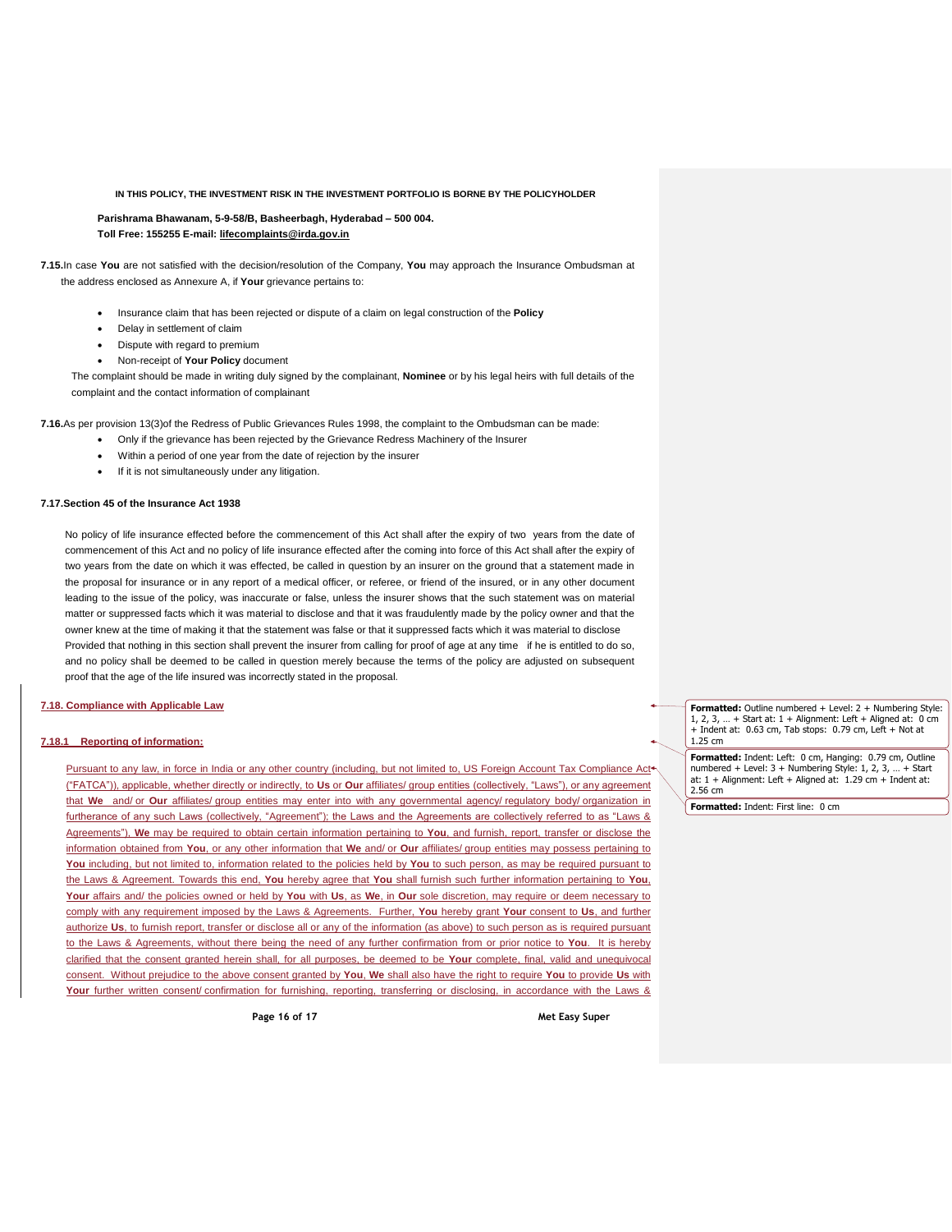**Parishrama Bhawanam, 5-9-58/B, Basheerbagh, Hyderabad – 500 004.**
**Toll Free: 155255 E-mail: lifecomplaints@irda.gov.in**

**7.15.** In case **You** are not satisfied with the decision/resolution of the Company, **You** may approach the Insurance Ombudsman at the address enclosed as Annexure A, if **Your** grievance pertains to:

- Insurance claim that has been rejected or dispute of a claim on legal construction of the **Policy**
- Delay in settlement of claim
- Dispute with regard to premium
- Non-receipt of **Your Policy** document

The complaint should be made in writing duly signed by the complainant, **Nominee** or by his legal heirs with full details of the complaint and the contact information of complainant

**7.16.** As per provision 13(3)of the Redress of Public Grievances Rules 1998, the complaint to the Ombudsman can be made:

- Only if the grievance has been rejected by the Grievance Redress Machinery of the Insurer
- Within a period of one year from the date of rejection by the insurer
- If it is not simultaneously under any litigation.

**7.17. Section 45 of the Insurance Act 1938**

No policy of life insurance effected before the commencement of this Act shall after the expiry of two years from the date of commencement of this Act and no policy of life insurance effected after the coming into force of this Act shall after the expiry of two years from the date on which it was effected, be called in question by an insurer on the ground that a statement made in the proposal for insurance or in any report of a medical officer, or referee, or friend of the insured, or in any other document leading to the issue of the policy, was inaccurate or false, unless the insurer shows that the such statement was on material matter or suppressed facts which it was material to disclose and that it was fraudulently made by the policy owner and that the owner knew at the time of making it that the statement was false or that it suppressed facts which it was material to disclose Provided that nothing in this section shall prevent the insurer from calling for proof of age at any time if he is entitled to do so, and no policy shall be deemed to be called in question merely because the terms of the policy are adjusted on subsequent proof that the age of the life insured was incorrectly stated in the proposal.

**7.18. Compliance with Applicable Law**

**7.18.1 Reporting of information:**

Pursuant to any law, in force in India or any other country (including, but not limited to, US Foreign Account Tax Compliance Act ("FATCA")), applicable, whether directly or indirectly, to **Us** or **Our** affiliates/ group entities (collectively, "Laws"), or any agreement that **We** and/ or **Our** affiliates/ group entities may enter into with any governmental agency/ regulatory body/ organization in furtherance of any such Laws (collectively, "Agreement"); the Laws and the Agreements are collectively referred to as "Laws & Agreements"), **We** may be required to obtain certain information pertaining to **You**, and furnish, report, transfer or disclose the information obtained from **You**, or any other information that **We** and/ or **Our** affiliates/ group entities may possess pertaining to **You** including, but not limited to, information related to the policies held by **You** to such person, as may be required pursuant to the Laws & Agreement. Towards this end, **You** hereby agree that **You** shall furnish such further information pertaining to **You**, **Your** affairs and/ the policies owned or held by **You** with **Us**, as **We**, in **Our** sole discretion, may require or deem necessary to comply with any requirement imposed by the Laws & Agreements. Further, **You** hereby grant **Your** consent to **Us**, and further authorize **Us**, to furnish report, transfer or disclose all or any of the information (as above) to such person as is required pursuant to the Laws & Agreements, without there being the need of any further confirmation from or prior notice to **You**. It is hereby clarified that the consent granted herein shall, for all purposes, be deemed to be **Your** complete, final, valid and unequivocal consent. Without prejudice to the above consent granted by **You**, **We** shall also have the right to require **You** to provide **Us** with **Your** further written consent/ confirmation for furnishing, reporting, transferring or disclosing, in accordance with the Laws &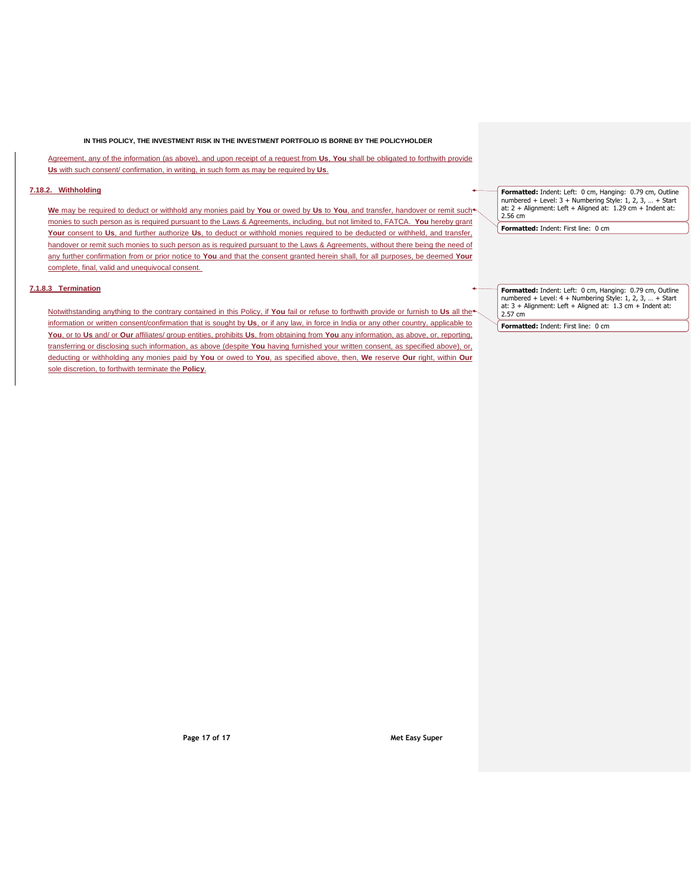Agreement, any of the information (as above), and upon receipt of a request from **Us**, **You** shall be obligated to forthwith provide **Us** with such consent/ confirmation, in writing, in such form as may be required by **Us**.

### 7.18.2. Withholding

**We** may be required to deduct or withhold any monies paid by **You** or owed by **Us** to **You**, and transfer, handover or remit such monies to such person as is required pursuant to the Laws & Agreements, including, but not limited to, FATCA. **You** hereby grant **Your** consent to **Us**, and further authorize **Us**, to deduct or withhold monies required to be deducted or withheld, and transfer, handover or remit such monies to such person as is required pursuant to the Laws & Agreements, without there being the need of any further confirmation from or prior notice to **You** and that the consent granted herein shall, for all purposes, be deemed **Your** complete, final, valid and unequivocal consent.

### 7.1.8.3 Termination

Notwithstanding anything to the contrary contained in this Policy, if **You** fail or refuse to forthwith provide or furnish to **Us** all the information or written consent/confirmation that is sought by **Us**, or if any law, in force in India or any other country, applicable to **You**, or to **Us** and/ or **Our** affiliates/ group entities, prohibits **Us**, from obtaining from **You** any information, as above, or, reporting, transferring or disclosing such information, as above (despite **You** having furnished your written consent, as specified above), or, deducting or withholding any monies paid by **You** or owed to **You**, as specified above, then, **We** reserve **Our** right, within **Our** sole discretion, to forthwith terminate the **Policy**.